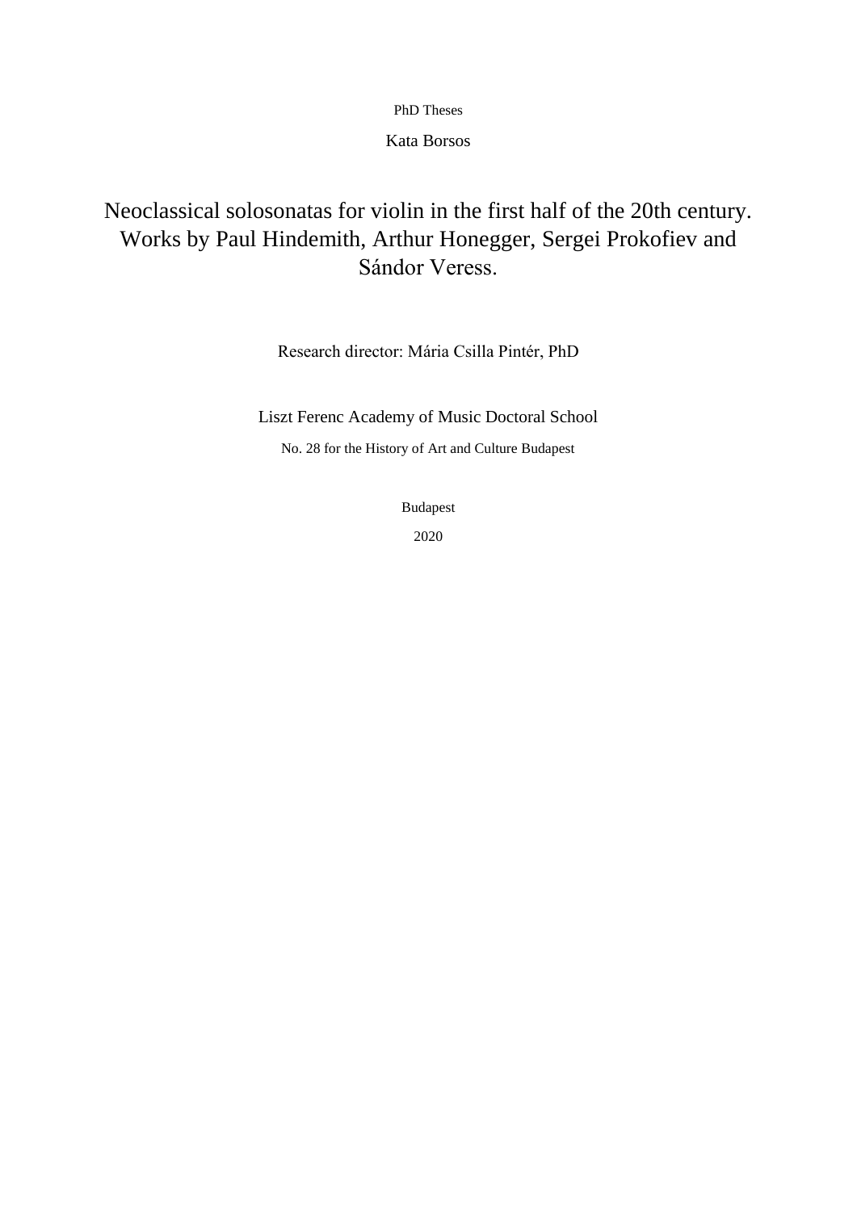PhD Theses

Kata Borsos

# Neoclassical solosonatas for violin in the first half of the 20th century. Works by Paul Hindemith, Arthur Honegger, Sergei Prokofiev and Sándor Veress.

Research director: Mária Csilla Pintér, PhD

Liszt Ferenc Academy of Music Doctoral School

No. 28 for the History of Art and Culture Budapest

Budapest

2020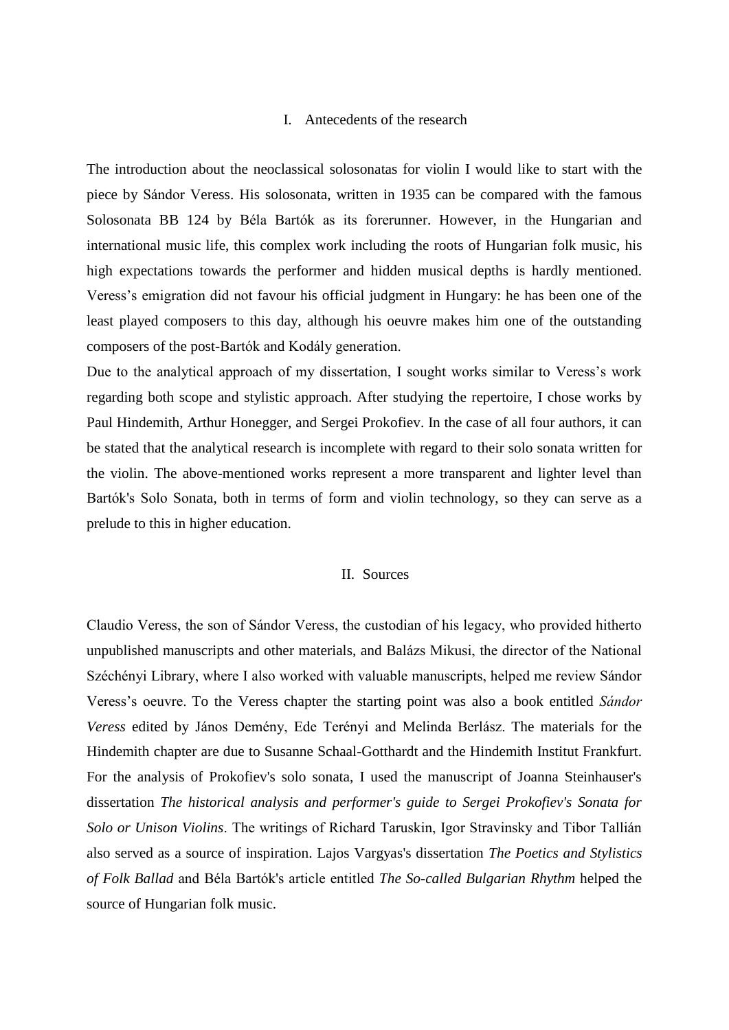## I. Antecedents of the research

The introduction about the neoclassical solosonatas for violin I would like to start with the piece by Sándor Veress. His solosonata, written in 1935 can be compared with the famous Solosonata BB 124 by Béla Bartók as its forerunner. However, in the Hungarian and international music life, this complex work including the roots of Hungarian folk music, his high expectations towards the performer and hidden musical depths is hardly mentioned. Veress's emigration did not favour his official judgment in Hungary: he has been one of the least played composers to this day, although his oeuvre makes him one of the outstanding composers of the post-Bartók and Kodály generation.
Due to the analytical approach of my dissertation, I sought works similar to Veress's work regarding both scope and stylistic approach. After studying the repertoire, I chose works by Paul Hindemith, Arthur Honegger, and Sergei Prokofiev. In the case of all four authors, it can be stated that the analytical research is incomplete with regard to their solo sonata written for the violin. The above-mentioned works represent a more transparent and lighter level than Bartók's Solo Sonata, both in terms of form and violin technology, so they can serve as a prelude to this in higher education.

## II. Sources

Claudio Veress, the son of Sándor Veress, the custodian of his legacy, who provided hitherto unpublished manuscripts and other materials, and Balázs Mikusi, the director of the National Széchényi Library, where I also worked with valuable manuscripts, helped me review Sándor Veress's oeuvre. To the Veress chapter the starting point was also a book entitled *Sándor Veress* edited by János Demény, Ede Terényi and Melinda Berlász. The materials for the Hindemith chapter are due to Susanne Schaal-Gotthardt and the Hindemith Institut Frankfurt. For the analysis of Prokofiev's solo sonata, I used the manuscript of Joanna Steinhauser's dissertation *The historical analysis and performer's guide to Sergei Prokofiev's Sonata for Solo or Unison Violins*. The writings of Richard Taruskin, Igor Stravinsky and Tibor Tallián also served as a source of inspiration. Lajos Vargyas's dissertation *The Poetics and Stylistics of Folk Ballad* and Béla Bartók's article entitled *The So-called Bulgarian Rhythm* helped the source of Hungarian folk music.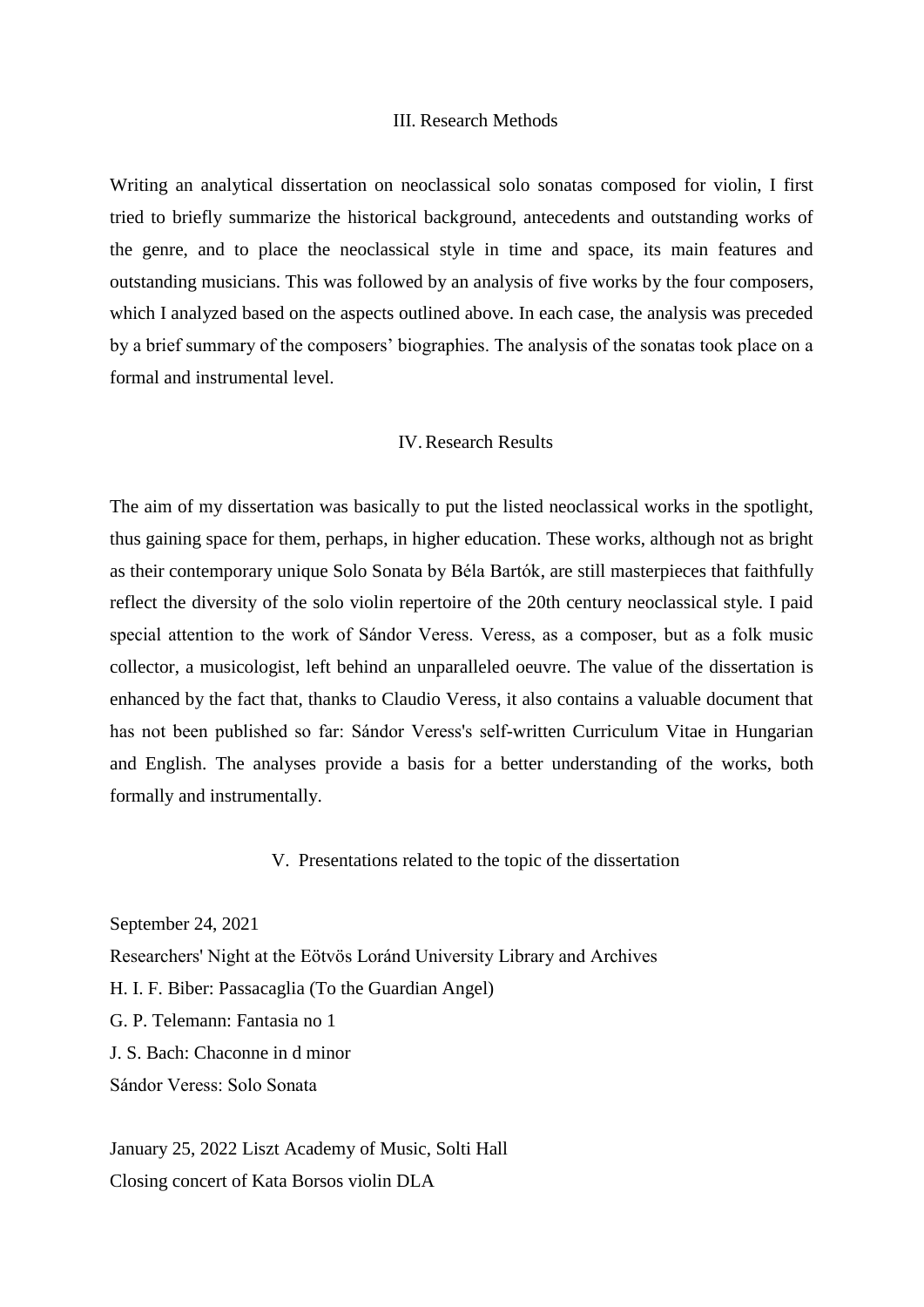## III. Research Methods

Writing an analytical dissertation on neoclassical solo sonatas composed for violin, I first tried to briefly summarize the historical background, antecedents and outstanding works of the genre, and to place the neoclassical style in time and space, its main features and outstanding musicians. This was followed by an analysis of five works by the four composers, which I analyzed based on the aspects outlined above. In each case, the analysis was preceded by a brief summary of the composers' biographies. The analysis of the sonatas took place on a formal and instrumental level.

## IV. Research Results

The aim of my dissertation was basically to put the listed neoclassical works in the spotlight, thus gaining space for them, perhaps, in higher education. These works, although not as bright as their contemporary unique Solo Sonata by Béla Bartók, are still masterpieces that faithfully reflect the diversity of the solo violin repertoire of the 20th century neoclassical style. I paid special attention to the work of Sándor Veress. Veress, as a composer, but as a folk music collector, a musicologist, left behind an unparalleled oeuvre. The value of the dissertation is enhanced by the fact that, thanks to Claudio Veress, it also contains a valuable document that has not been published so far: Sándor Veress's self-written Curriculum Vitae in Hungarian and English. The analyses provide a basis for a better understanding of the works, both formally and instrumentally.

## V. Presentations related to the topic of the dissertation

September 24, 2021
Researchers' Night at the Eötvös Loránd University Library and Archives
H. I. F. Biber: Passacaglia (To the Guardian Angel)
G. P. Telemann: Fantasia no 1
J. S. Bach: Chaconne in d minor
Sándor Veress: Solo Sonata

January 25, 2022 Liszt Academy of Music, Solti Hall
Closing concert of Kata Borsos violin DLA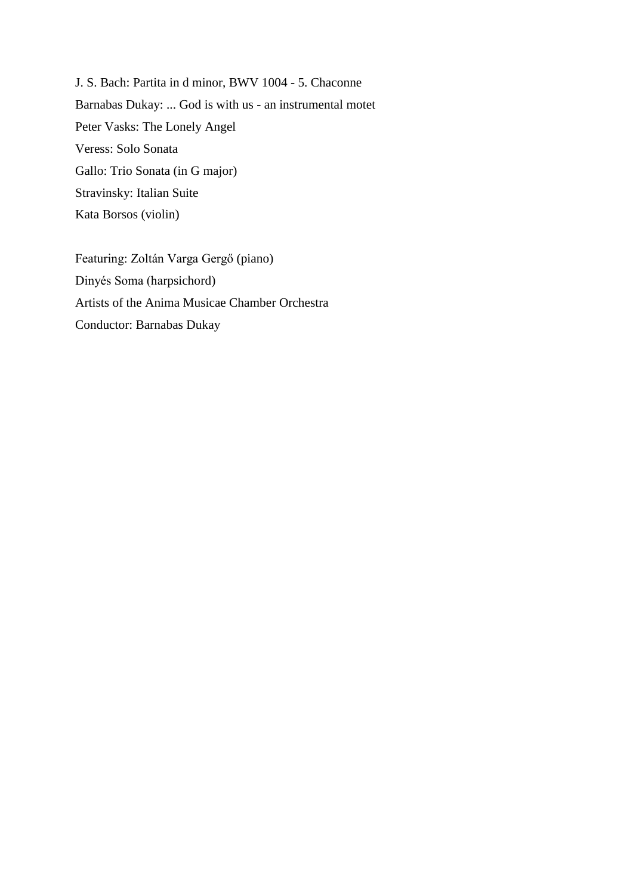J. S. Bach: Partita in d minor, BWV 1004 - 5. Chaconne

Barnabas Dukay: ... God is with us - an instrumental motet

Peter Vasks: The Lonely Angel

Veress: Solo Sonata

Gallo: Trio Sonata (in G major)

Stravinsky: Italian Suite

Kata Borsos (violin)

Featuring: Zoltán Varga Gergő (piano)

Dinyés Soma (harpsichord)

Artists of the Anima Musicae Chamber Orchestra

Conductor: Barnabas Dukay